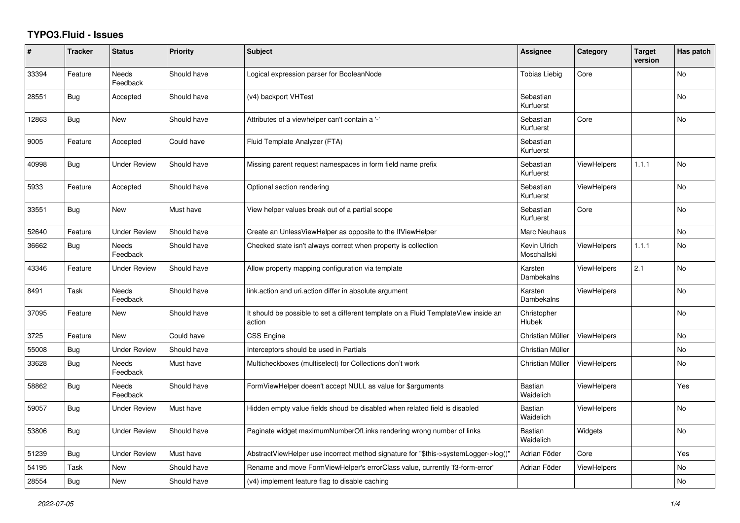# TYPO3.Fluid - Issues

| # | Tracker | Status | Priority | Subject | Assignee | Category | Target version | Has patch |
|---|---|---|---|---|---|---|---|---|
| 33394 | Feature | Needs Feedback | Should have | Logical expression parser for BooleanNode | Tobias Liebig | Core | | No |
| 28551 | Bug | Accepted | Should have | (v4) backport VHTest | Sebastian Kurfuerst | | | No |
| 12863 | Bug | New | Should have | Attributes of a viewhelper can't contain a '-' | Sebastian Kurfuerst | Core | | No |
| 9005 | Feature | Accepted | Could have | Fluid Template Analyzer (FTA) | Sebastian Kurfuerst | | | |
| 40998 | Bug | Under Review | Should have | Missing parent request namespaces in form field name prefix | Sebastian Kurfuerst | ViewHelpers | 1.1.1 | No |
| 5933 | Feature | Accepted | Should have | Optional section rendering | Sebastian Kurfuerst | ViewHelpers | | No |
| 33551 | Bug | New | Must have | View helper values break out of a partial scope | Sebastian Kurfuerst | Core | | No |
| 52640 | Feature | Under Review | Should have | Create an UnlessViewHelper as opposite to the IfViewHelper | Marc Neuhaus | | | No |
| 36662 | Bug | Needs Feedback | Should have | Checked state isn't always correct when property is collection | Kevin Ulrich Moschallski | ViewHelpers | 1.1.1 | No |
| 43346 | Feature | Under Review | Should have | Allow property mapping configuration via template | Karsten Dambekalns | ViewHelpers | 2.1 | No |
| 8491 | Task | Needs Feedback | Should have | link.action and uri.action differ in absolute argument | Karsten Dambekalns | ViewHelpers | | No |
| 37095 | Feature | New | Should have | It should be possible to set a different template on a Fluid TemplateView inside an action | Christopher Hlubek | | | No |
| 3725 | Feature | New | Could have | CSS Engine | Christian Müller | ViewHelpers | | No |
| 55008 | Bug | Under Review | Should have | Interceptors should be used in Partials | Christian Müller | | | No |
| 33628 | Bug | Needs Feedback | Must have | Multicheckboxes (multiselect) for Collections don't work | Christian Müller | ViewHelpers | | No |
| 58862 | Bug | Needs Feedback | Should have | FormViewHelper doesn't accept NULL as value for $arguments | Bastian Waidelich | ViewHelpers | | Yes |
| 59057 | Bug | Under Review | Must have | Hidden empty value fields shoud be disabled when related field is disabled | Bastian Waidelich | ViewHelpers | | No |
| 53806 | Bug | Under Review | Should have | Paginate widget maximumNumberOfLinks rendering wrong number of links | Bastian Waidelich | Widgets | | No |
| 51239 | Bug | Under Review | Must have | AbstractViewHelper use incorrect method signature for "$this->systemLogger->log()" | Adrian Föder | Core | | Yes |
| 54195 | Task | New | Should have | Rename and move FormViewHelper's errorClass value, currently 'f3-form-error' | Adrian Föder | ViewHelpers | | No |
| 28554 | Bug | New | Should have | (v4) implement feature flag to disable caching | | | | No |

*2022-07-05*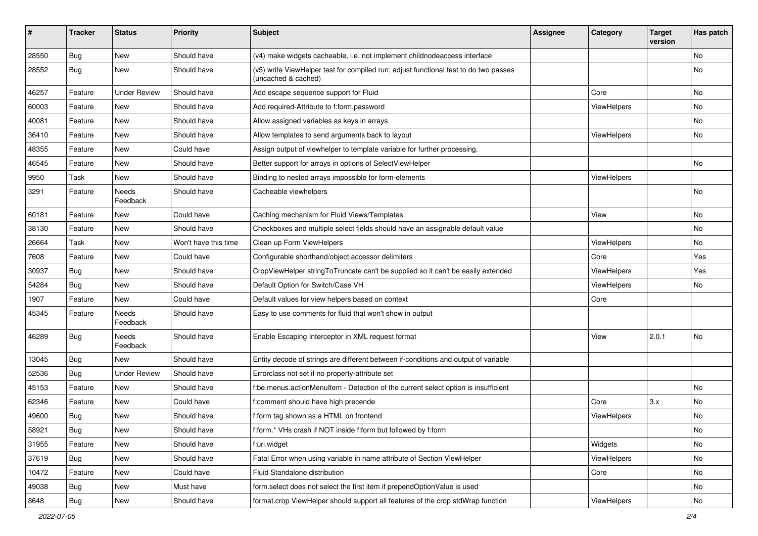| # | Tracker | Status | Priority | Subject | Assignee | Category | Target version | Has patch |
|---|---|---|---|---|---|---|---|---|
| 28550 | Bug | New | Should have | (v4) make widgets cacheable, i.e. not implement childnodeaccess interface | | | | No |
| 28552 | Bug | New | Should have | (v5) write ViewHelper test for compiled run; adjust functional test to do two passes (uncached & cached) | | | | No |
| 46257 | Feature | Under Review | Should have | Add escape sequence support for Fluid | | Core | | No |
| 60003 | Feature | New | Should have | Add required-Attribute to f:form.password | | ViewHelpers | | No |
| 40081 | Feature | New | Should have | Allow assigned variables as keys in arrays | | | | No |
| 36410 | Feature | New | Should have | Allow templates to send arguments back to layout | | ViewHelpers | | No |
| 48355 | Feature | New | Could have | Assign output of viewhelper to template variable for further processing. | | | | |
| 46545 | Feature | New | Should have | Better support for arrays in options of SelectViewHelper | | | | No |
| 9950 | Task | New | Should have | Binding to nested arrays impossible for form-elements | | ViewHelpers | | |
| 3291 | Feature | Needs Feedback | Should have | Cacheable viewhelpers | | | | No |
| 60181 | Feature | New | Could have | Caching mechanism for Fluid Views/Templates | | View | | No |
| 38130 | Feature | New | Should have | Checkboxes and multiple select fields should have an assignable default value | | | | No |
| 26664 | Task | New | Won't have this time | Clean up Form ViewHelpers | | ViewHelpers | | No |
| 7608 | Feature | New | Could have | Configurable shorthand/object accessor delimiters | | Core | | Yes |
| 30937 | Bug | New | Should have | CropViewHelper stringToTruncate can't be supplied so it can't be easily extended | | ViewHelpers | | Yes |
| 54284 | Bug | New | Should have | Default Option for Switch/Case VH | | ViewHelpers | | No |
| 1907 | Feature | New | Could have | Default values for view helpers based on context | | Core | | |
| 45345 | Feature | Needs Feedback | Should have | Easy to use comments for fluid that won't show in output | | | | |
| 46289 | Bug | Needs Feedback | Should have | Enable Escaping Interceptor in XML request format | | View | 2.0.1 | No |
| 13045 | Bug | New | Should have | Entity decode of strings are different between if-conditions and output of variable | | | | |
| 52536 | Bug | Under Review | Should have | Errorclass not set if no property-attribute set | | | | |
| 45153 | Feature | New | Should have | f:be.menus.actionMenuItem - Detection of the current select option is insufficient | | | | No |
| 62346 | Feature | New | Could have | f:comment should have high precende | | Core | 3.x | No |
| 49600 | Bug | New | Should have | f:form tag shown as a HTML on frontend | | ViewHelpers | | No |
| 58921 | Bug | New | Should have | f:form.* VHs crash if NOT inside f:form but followed by f:form | | | | No |
| 31955 | Feature | New | Should have | f:uri.widget | | Widgets | | No |
| 37619 | Bug | New | Should have | Fatal Error when using variable in name attribute of Section ViewHelper | | ViewHelpers | | No |
| 10472 | Feature | New | Could have | Fluid Standalone distribution | | Core | | No |
| 49038 | Bug | New | Must have | form.select does not select the first item if prependOptionValue is used | | | | No |
| 8648 | Bug | New | Should have | format.crop ViewHelper should support all features of the crop stdWrap function | | ViewHelpers | | No |

*2022-07-05*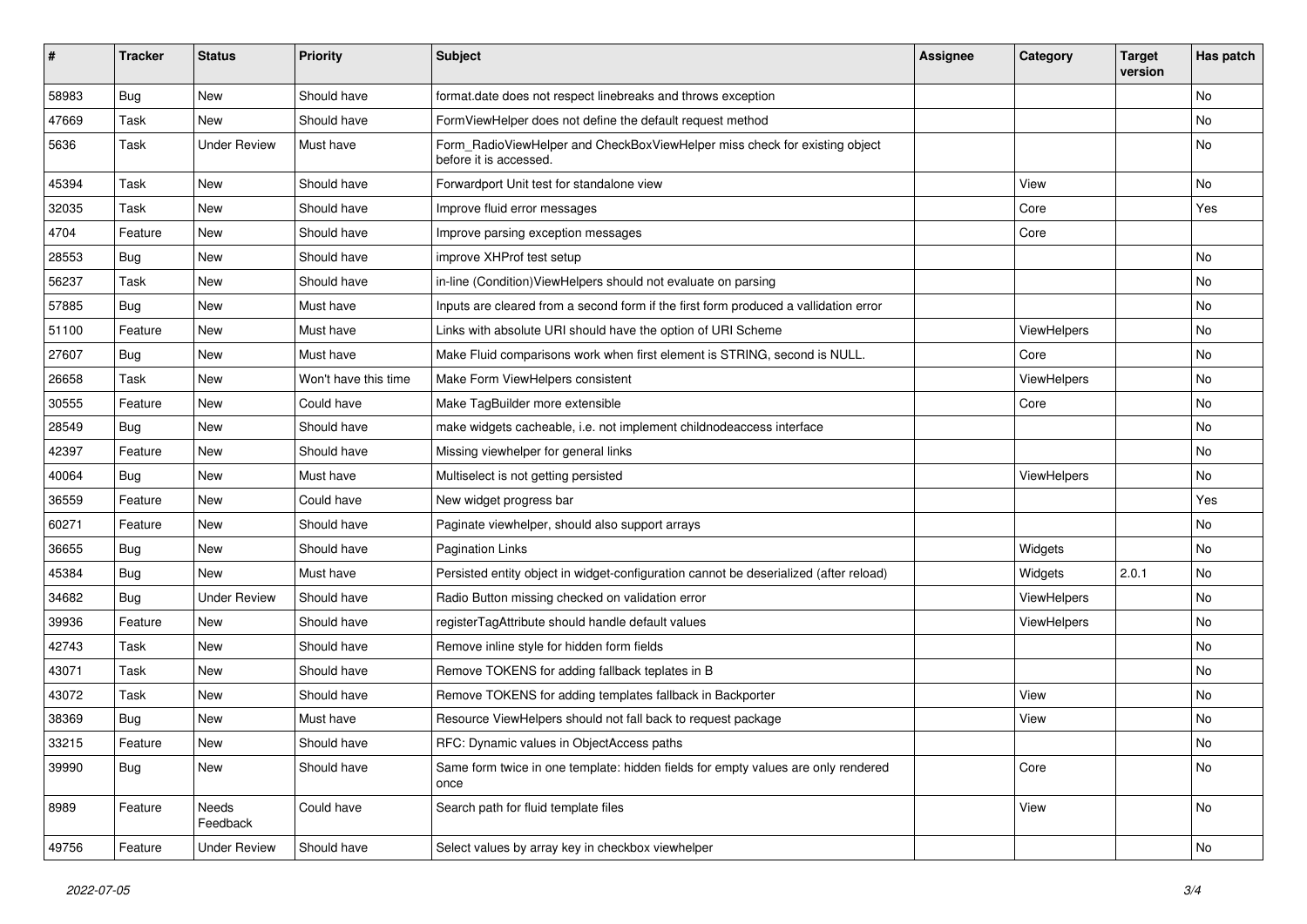| # | Tracker | Status | Priority | Subject | Assignee | Category | Target version | Has patch |
|---|---|---|---|---|---|---|---|---|
| 58983 | Bug | New | Should have | format.date does not respect linebreaks and throws exception | | | | No |
| 47669 | Task | New | Should have | FormViewHelper does not define the default request method | | | | No |
| 5636 | Task | Under Review | Must have | Form_RadioViewHelper and CheckBoxViewHelper miss check for existing object before it is accessed. | | | | No |
| 45394 | Task | New | Should have | Forwardport Unit test for standalone view | | View | | No |
| 32035 | Task | New | Should have | Improve fluid error messages | | Core | | Yes |
| 4704 | Feature | New | Should have | Improve parsing exception messages | | Core | | |
| 28553 | Bug | New | Should have | improve XHProf test setup | | | | No |
| 56237 | Task | New | Should have | in-line (Condition)ViewHelpers should not evaluate on parsing | | | | No |
| 57885 | Bug | New | Must have | Inputs are cleared from a second form if the first form produced a vallidation error | | | | No |
| 51100 | Feature | New | Must have | Links with absolute URI should have the option of URI Scheme | | ViewHelpers | | No |
| 27607 | Bug | New | Must have | Make Fluid comparisons work when first element is STRING, second is NULL. | | Core | | No |
| 26658 | Task | New | Won't have this time | Make Form ViewHelpers consistent | | ViewHelpers | | No |
| 30555 | Feature | New | Could have | Make TagBuilder more extensible | | Core | | No |
| 28549 | Bug | New | Should have | make widgets cacheable, i.e. not implement childnodeaccess interface | | | | No |
| 42397 | Feature | New | Should have | Missing viewhelper for general links | | | | No |
| 40064 | Bug | New | Must have | Multiselect is not getting persisted | | ViewHelpers | | No |
| 36559 | Feature | New | Could have | New widget progress bar | | | | Yes |
| 60271 | Feature | New | Should have | Paginate viewhelper, should also support arrays | | | | No |
| 36655 | Bug | New | Should have | Pagination Links | | Widgets | | No |
| 45384 | Bug | New | Must have | Persisted entity object in widget-configuration cannot be deserialized (after reload) | | Widgets | 2.0.1 | No |
| 34682 | Bug | Under Review | Should have | Radio Button missing checked on validation error | | ViewHelpers | | No |
| 39936 | Feature | New | Should have | registerTagAttribute should handle default values | | ViewHelpers | | No |
| 42743 | Task | New | Should have | Remove inline style for hidden form fields | | | | No |
| 43071 | Task | New | Should have | Remove TOKENS for adding fallback teplates in B | | | | No |
| 43072 | Task | New | Should have | Remove TOKENS for adding templates fallback in Backporter | | View | | No |
| 38369 | Bug | New | Must have | Resource ViewHelpers should not fall back to request package | | View | | No |
| 33215 | Feature | New | Should have | RFC: Dynamic values in ObjectAccess paths | | | | No |
| 39990 | Bug | New | Should have | Same form twice in one template: hidden fields for empty values are only rendered once | | Core | | No |
| 8989 | Feature | Needs Feedback | Could have | Search path for fluid template files | | View | | No |
| 49756 | Feature | Under Review | Should have | Select values by array key in checkbox viewhelper | | | | No |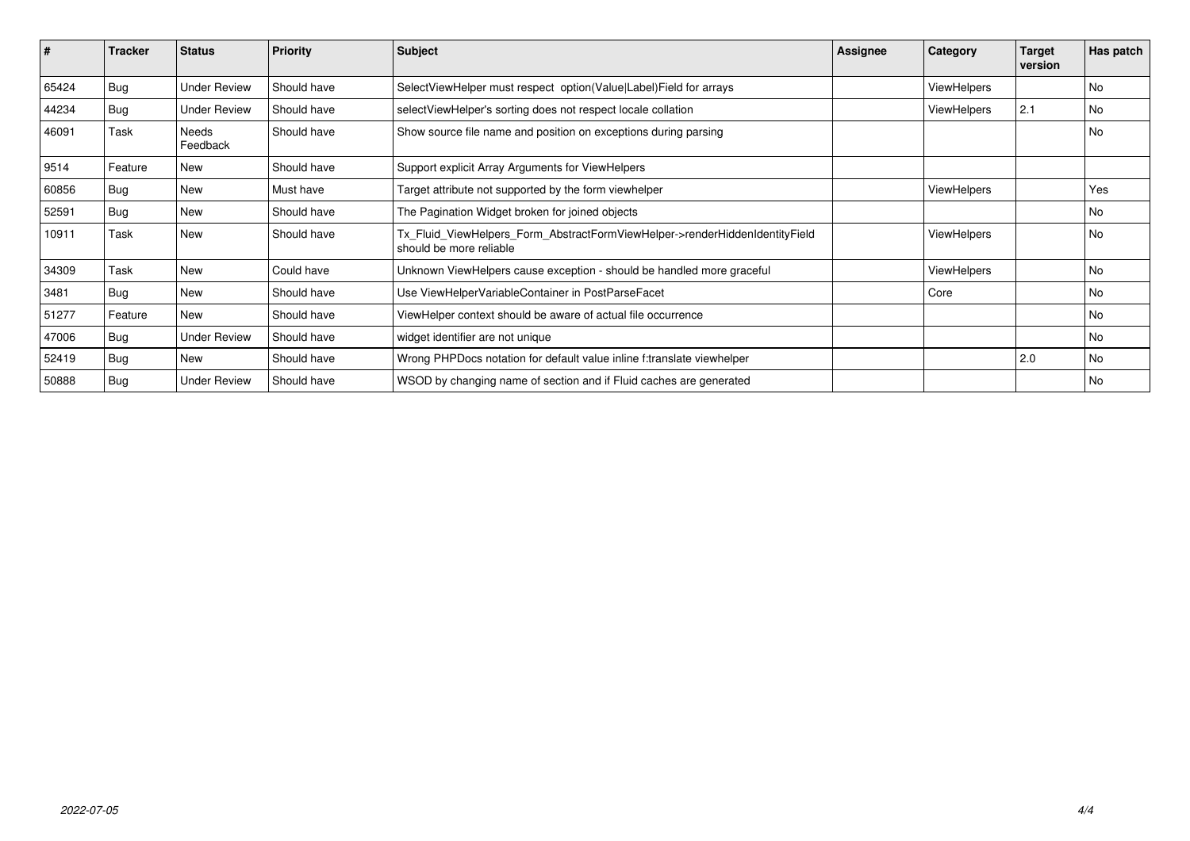| # | Tracker | Status | Priority | Subject | Assignee | Category | Target version | Has patch |
|---|---|---|---|---|---|---|---|---|
| 65424 | Bug | Under Review | Should have | SelectViewHelper must respect option(Value|Label)Field for arrays | | ViewHelpers | | No |
| 44234 | Bug | Under Review | Should have | selectViewHelper's sorting does not respect locale collation | | ViewHelpers | 2.1 | No |
| 46091 | Task | Needs Feedback | Should have | Show source file name and position on exceptions during parsing | | | | No |
| 9514 | Feature | New | Should have | Support explicit Array Arguments for ViewHelpers | | | | |
| 60856 | Bug | New | Must have | Target attribute not supported by the form viewhelper | | ViewHelpers | | Yes |
| 52591 | Bug | New | Should have | The Pagination Widget broken for joined objects | | | | No |
| 10911 | Task | New | Should have | Tx_Fluid_ViewHelpers_Form_AbstractFormViewHelper->renderHiddenIdentityField should be more reliable | | ViewHelpers | | No |
| 34309 | Task | New | Could have | Unknown ViewHelpers cause exception - should be handled more graceful | | ViewHelpers | | No |
| 3481 | Bug | New | Should have | Use ViewHelperVariableContainer in PostParseFacet | | Core | | No |
| 51277 | Feature | New | Should have | ViewHelper context should be aware of actual file occurrence | | | | No |
| 47006 | Bug | Under Review | Should have | widget identifier are not unique | | | | No |
| 52419 | Bug | New | Should have | Wrong PHPDocs notation for default value inline f:translate viewhelper | | | 2.0 | No |
| 50888 | Bug | Under Review | Should have | WSOD by changing name of section and if Fluid caches are generated | | | | No |

*2022-07-05*